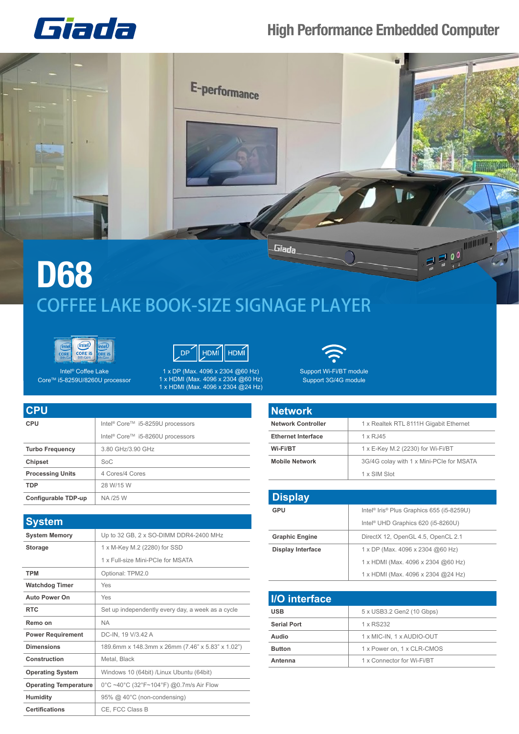Giada

High Performance Embedded Computer

# D68

## COFFEE LAKE BOOK-SIZE SIGNAGE PLAYER

Intel® Coffee Lake
Core™ i5-8259U/8260U processor

1 x DP (Max. 4096 x 2304 @60 Hz)
1 x HDMI (Max. 4096 x 2304 @60 Hz)
1 x HDMI (Max. 4096 x 2304 @24 Hz)

Support Wi-Fi/BT module
Support 3G/4G module

## CPU

| | |
|---|---|
| **CPU** | Intel® Core™ i5-8259U processors |
| | Intel® Core™ i5-8260U processors |
| **Turbo Frequency** | 3.80 GHz/3.90 GHz |
| **Chipset** | SoC |
| **Processing Units** | 4 Cores/4 Cores |
| **TDP** | 28 W/15 W |
| **Configurable TDP-up** | NA /25 W |

## System

| | |
|---|---|
| **System Memory** | Up to 32 GB, 2 x SO-DIMM DDR4-2400 MHz |
| **Storage** | 1 x M-Key M.2 (2280) for SSD |
| | 1 x Full-size Mini-PCIe for MSATA |
| **TPM** | Optional: TPM2.0 |
| **Watchdog Timer** | Yes |
| **Auto Power On** | Yes |
| **RTC** | Set up independently every day, a week as a cycle |
| **Remo on** | NA |
| **Power Requirement** | DC-IN, 19 V/3.42 A |
| **Dimensions** | 189.6mm x 148.3mm x 26mm (7.46" x 5.83" x 1.02") |
| **Construction** | Metal, Black |
| **Operating System** | Windows 10 (64bit) /Linux Ubuntu (64bit) |
| **Operating Temperature** | 0°C ~40°C (32°F~104°F) @0.7m/s Air Flow |
| **Humidity** | 95% @ 40°C (non-condensing) |
| **Certifications** | CE, FCC Class B |

## Network

| | |
|---|---|
| **Network Controller** | 1 x Realtek RTL 8111H Gigabit Ethernet |
| **Ethernet Interface** | 1 x RJ45 |
| **Wi-Fi/BT** | 1 x E-Key M.2 (2230) for Wi-Fi/BT |
| **Mobile Network** | 3G/4G colay with 1 x Mini-PCIe for MSATA |
| | 1 x SIM Slot |

## Display

| | |
|---|---|
| **GPU** | Intel® Iris® Plus Graphics 655 (i5-8259U) |
| | Intel® UHD Graphics 620 (i5-8260U) |
| **Graphic Engine** | DirectX 12, OpenGL 4.5, OpenCL 2.1 |
| **Display Interface** | 1 x DP (Max. 4096 x 2304 @60 Hz) |
| | 1 x HDMI (Max. 4096 x 2304 @60 Hz) |
| | 1 x HDMI (Max. 4096 x 2304 @24 Hz) |

## I/O interface

| | |
|---|---|
| **USB** | 5 x USB3.2 Gen2 (10 Gbps) |
| **Serial Port** | 1 x RS232 |
| **Audio** | 1 x MIC-IN, 1 x AUDIO-OUT |
| **Button** | 1 x Power on, 1 x CLR-CMOS |
| **Antenna** | 1 x Connector for Wi-Fi/BT |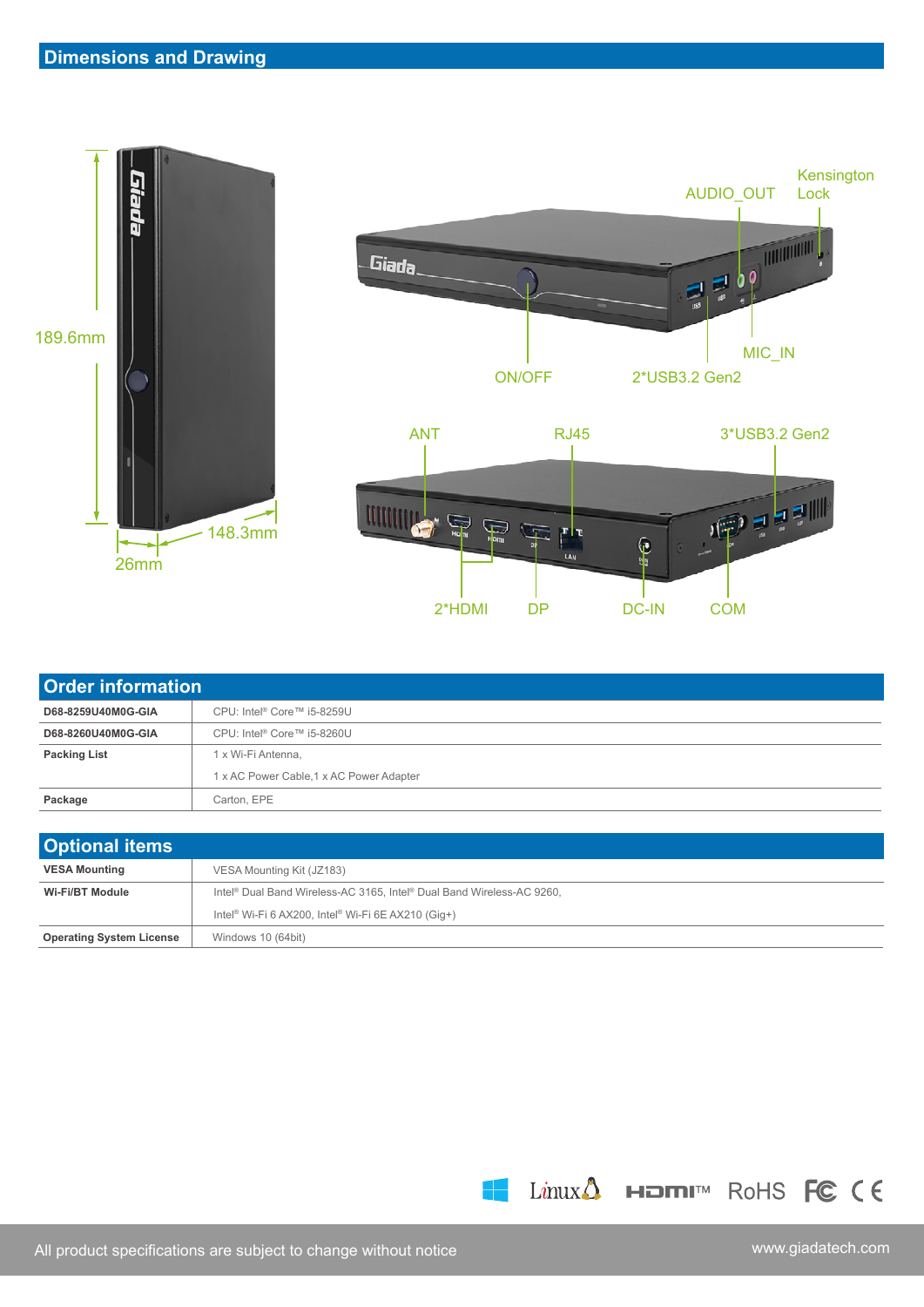## Dimensions and Drawing

189.6mm

148.3mm

26mm

AUDIO_OUT

Kensington Lock

ON/OFF

2*USB3.2 Gen2

MIC_IN

ANT

RJ45

3*USB3.2 Gen2

2*HDMI

DP

DC-IN

COM

## Order information

| | |
|---|---|
| **D68-8259U40M0G-GIA** | CPU: Intel® Core™ i5-8259U |
| **D68-8260U40M0G-GIA** | CPU: Intel® Core™ i5-8260U |
| **Packing List** | 1 x Wi-Fi Antenna,<br>1 x AC Power Cable,1 x AC Power Adapter |
| **Package** | Carton, EPE |

## Optional items

| | |
|---|---|
| **VESA Mounting** | VESA Mounting Kit (JZ183) |
| **Wi-Fi/BT Module** | Intel® Dual Band Wireless-AC 3165, Intel® Dual Band Wireless-AC 9260,<br>Intel® Wi-Fi 6 AX200, Intel® Wi-Fi 6E AX210 (Gig+) |
| **Operating System License** | Windows 10 (64bit) |

Linux HDMI™ RoHS FC CE

All product specifications are subject to change without notice

www.giadatech.com